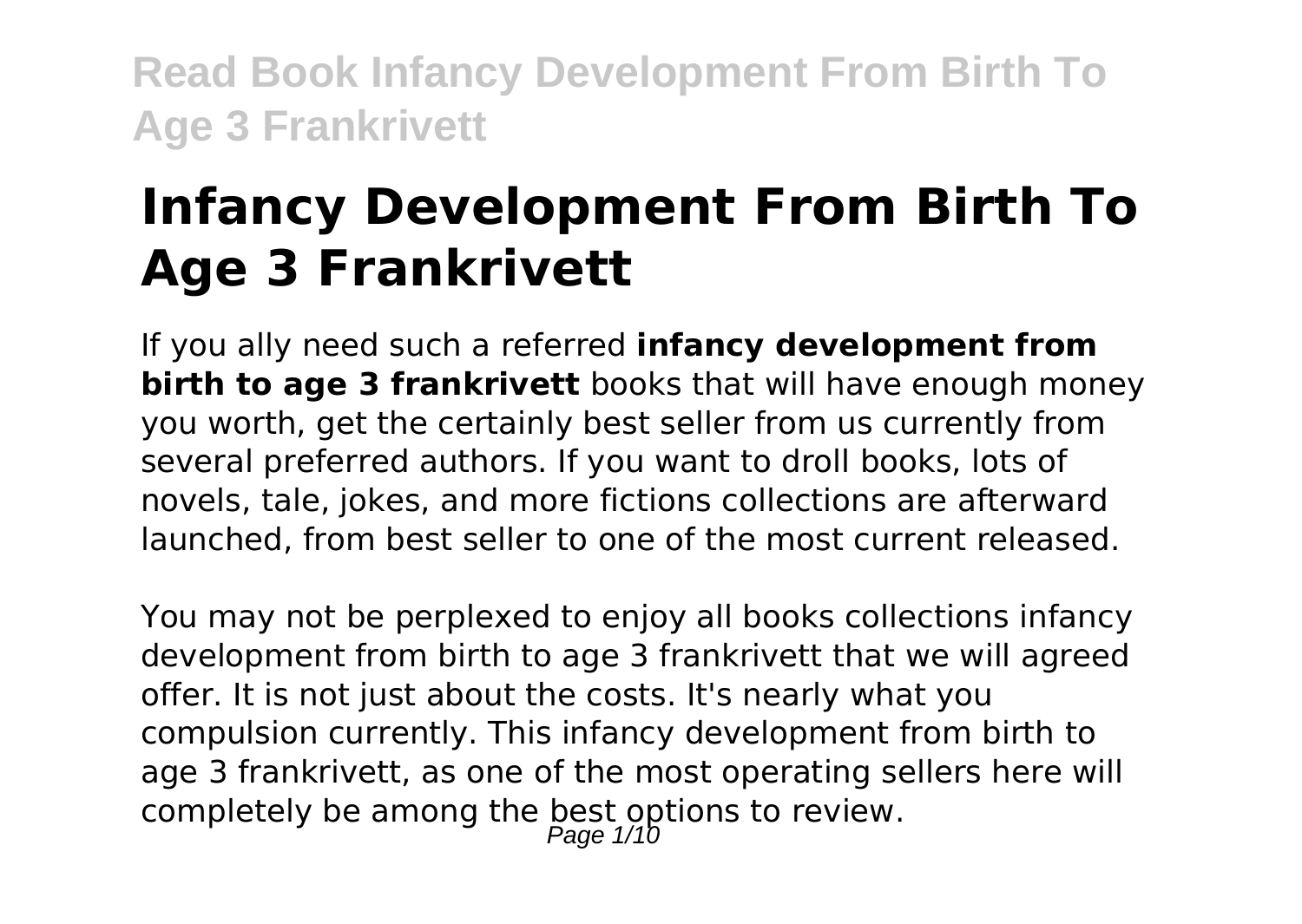# Infancy Development From Birth To Age 3 Frankrivett

If you ally need such a referred **infancy development from birth to age 3 frankrivett** books that will have enough money you worth, get the certainly best seller from us currently from several preferred authors. If you want to droll books, lots of novels, tale, jokes, and more fictions collections are afterward launched, from best seller to one of the most current released.

You may not be perplexed to enjoy all books collections infancy development from birth to age 3 frankrivett that we will agreed offer. It is not just about the costs. It's nearly what you compulsion currently. This infancy development from birth to age 3 frankrivett, as one of the most operating sellers here will completely be among the best options to review.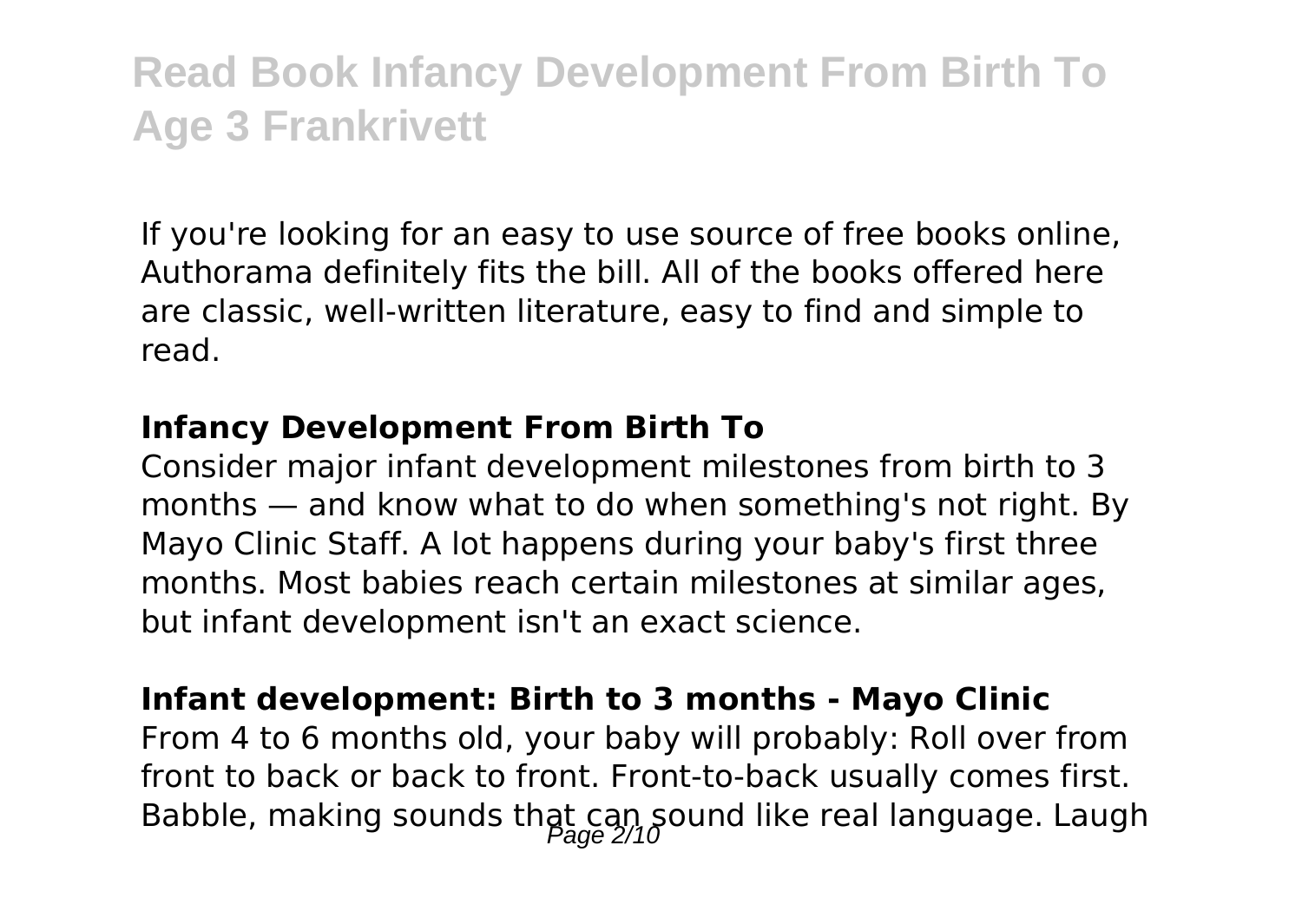If you're looking for an easy to use source of free books online, Authorama definitely fits the bill. All of the books offered here are classic, well-written literature, easy to find and simple to read.

### Infancy Development From Birth To

Consider major infant development milestones from birth to 3 months — and know what to do when something's not right. By Mayo Clinic Staff. A lot happens during your baby's first three months. Most babies reach certain milestones at similar ages, but infant development isn't an exact science.

### Infant development: Birth to 3 months - Mayo Clinic

From 4 to 6 months old, your baby will probably: Roll over from front to back or back to front. Front-to-back usually comes first. Babble, making sounds that can sound like real language. Laugh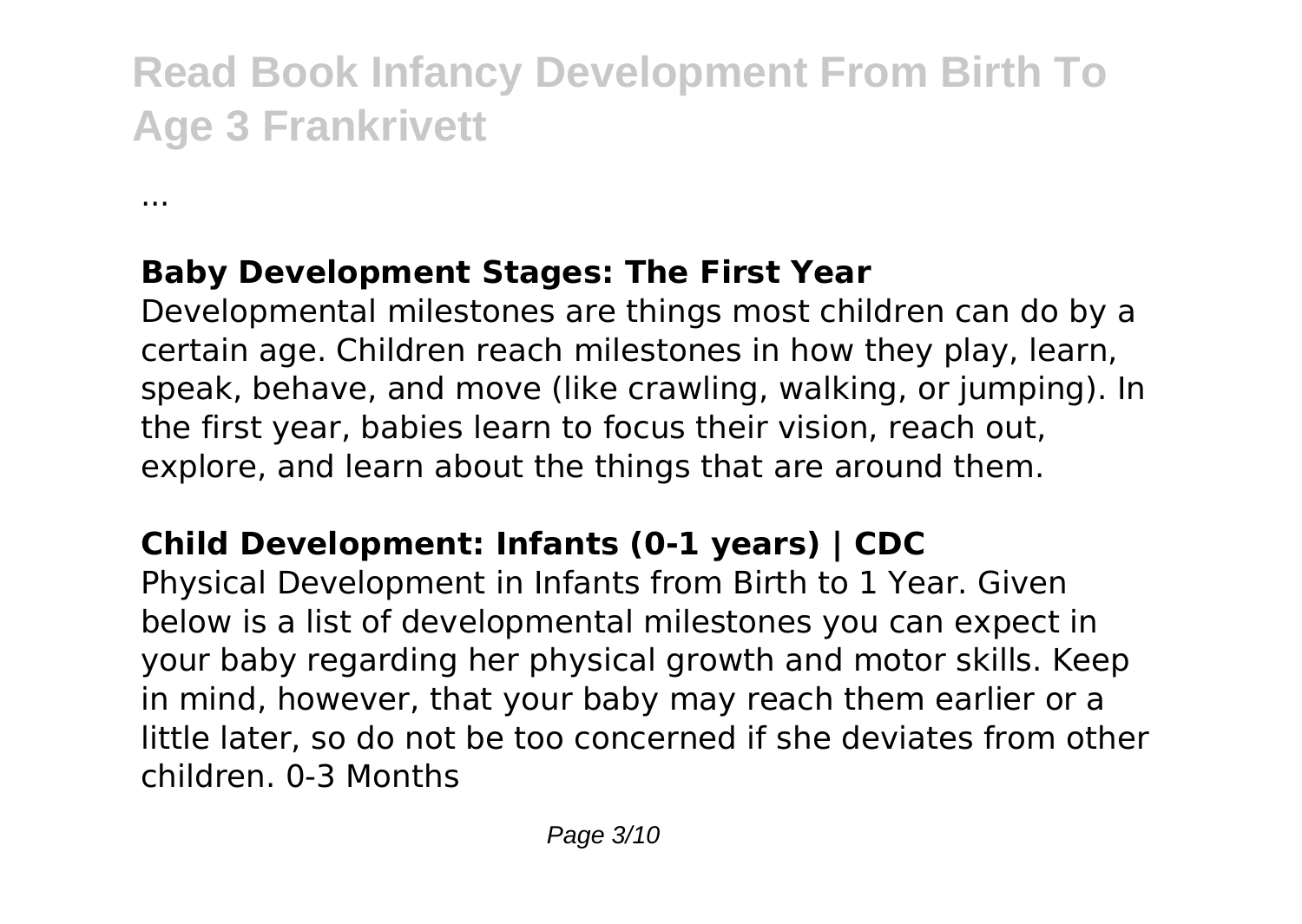...

**Baby Development Stages: The First Year**

Developmental milestones are things most children can do by a certain age. Children reach milestones in how they play, learn, speak, behave, and move (like crawling, walking, or jumping). In the first year, babies learn to focus their vision, reach out, explore, and learn about the things that are around them.

**Child Development: Infants (0-1 years) | CDC**

Physical Development in Infants from Birth to 1 Year. Given below is a list of developmental milestones you can expect in your baby regarding her physical growth and motor skills. Keep in mind, however, that your baby may reach them earlier or a little later, so do not be too concerned if she deviates from other children. 0-3 Months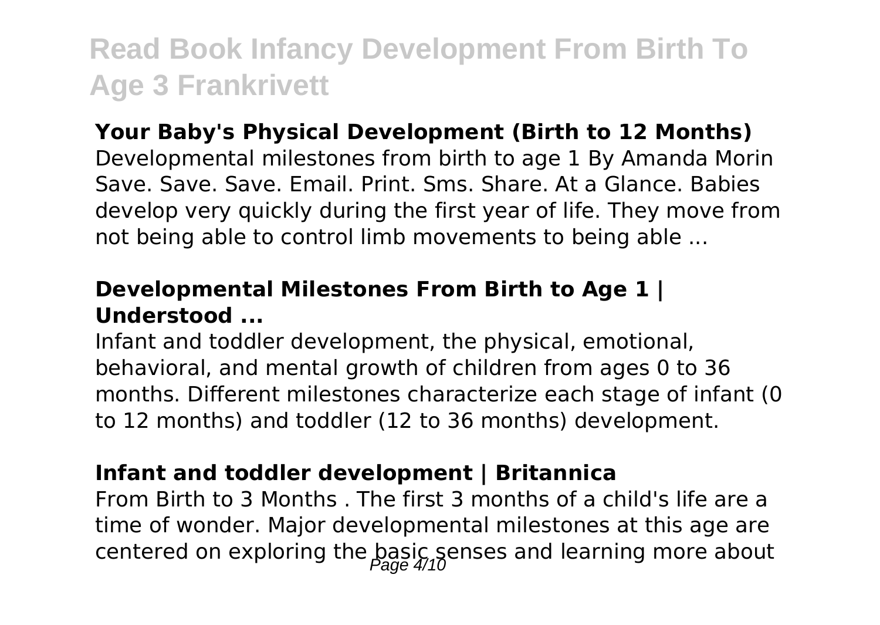**Your Baby's Physical Development (Birth to 12 Months)**

Developmental milestones from birth to age 1 By Amanda Morin Save. Save. Save. Email. Print. Sms. Share. At a Glance. Babies develop very quickly during the first year of life. They move from not being able to control limb movements to being able ...

**Developmental Milestones From Birth to Age 1 | Understood ...**

Infant and toddler development, the physical, emotional, behavioral, and mental growth of children from ages 0 to 36 months. Different milestones characterize each stage of infant (0 to 12 months) and toddler (12 to 36 months) development.

**Infant and toddler development | Britannica**

From Birth to 3 Months . The first 3 months of a child's life are a time of wonder. Major developmental milestones at this age are centered on exploring the basic senses and learning more about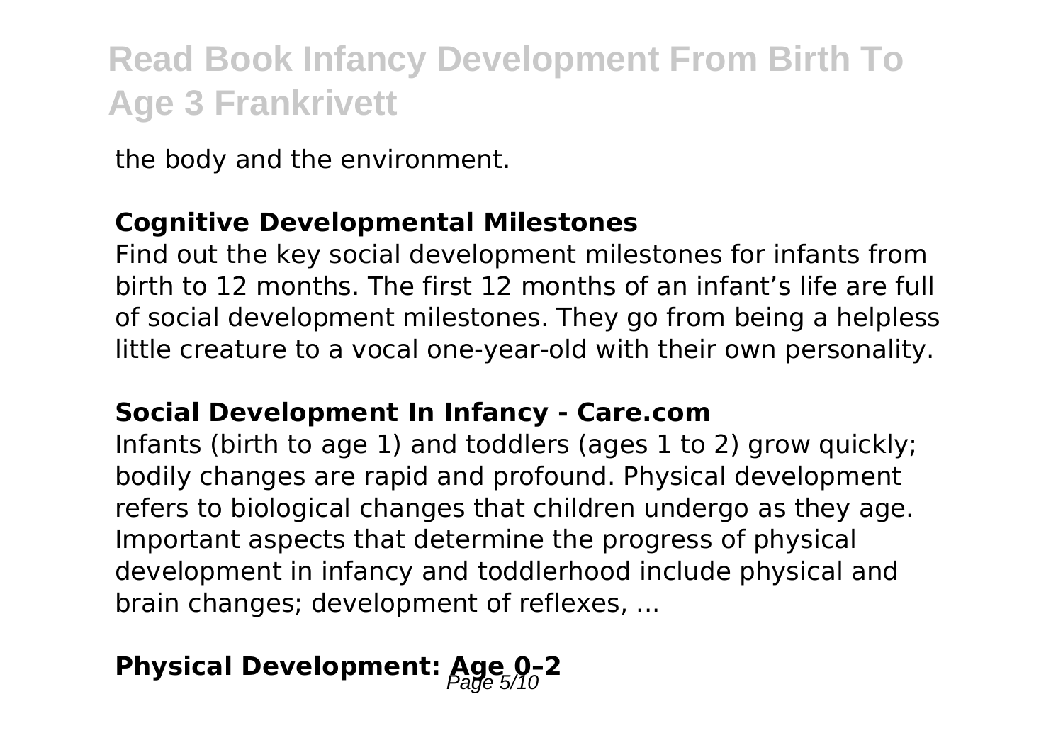the body and the environment.

**Cognitive Developmental Milestones**

Find out the key social development milestones for infants from birth to 12 months. The first 12 months of an infant's life are full of social development milestones. They go from being a helpless little creature to a vocal one-year-old with their own personality.

**Social Development In Infancy - Care.com**

Infants (birth to age 1) and toddlers (ages 1 to 2) grow quickly; bodily changes are rapid and profound. Physical development refers to biological changes that children undergo as they age. Important aspects that determine the progress of physical development in infancy and toddlerhood include physical and brain changes; development of reflexes, ...

**Physical Development: Age 0–2**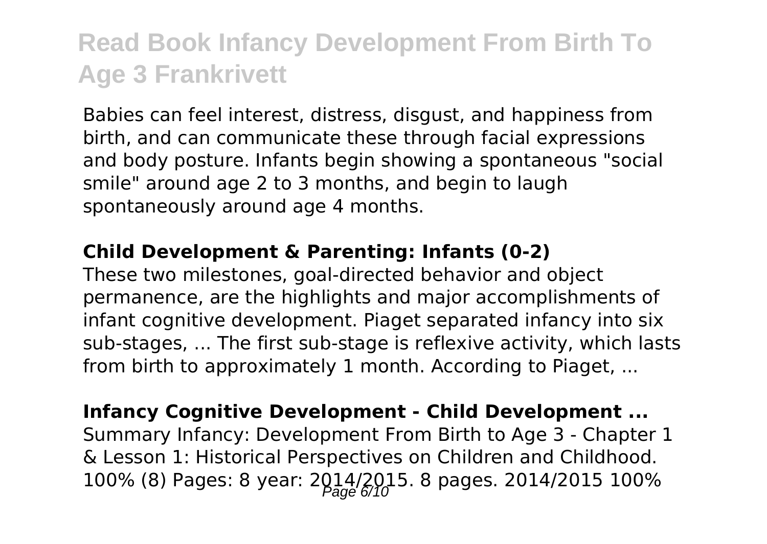Babies can feel interest, distress, disgust, and happiness from birth, and can communicate these through facial expressions and body posture. Infants begin showing a spontaneous "social smile" around age 2 to 3 months, and begin to laugh spontaneously around age 4 months.

**Child Development & Parenting: Infants (0-2)**

These two milestones, goal-directed behavior and object permanence, are the highlights and major accomplishments of infant cognitive development. Piaget separated infancy into six sub-stages, ... The first sub-stage is reflexive activity, which lasts from birth to approximately 1 month. According to Piaget, ...

**Infancy Cognitive Development - Child Development ...**

Summary Infancy: Development From Birth to Age 3 - Chapter 1 & Lesson 1: Historical Perspectives on Children and Childhood. 100% (8) Pages: 8 year: 2014/2015. 8 pages. 2014/2015 100%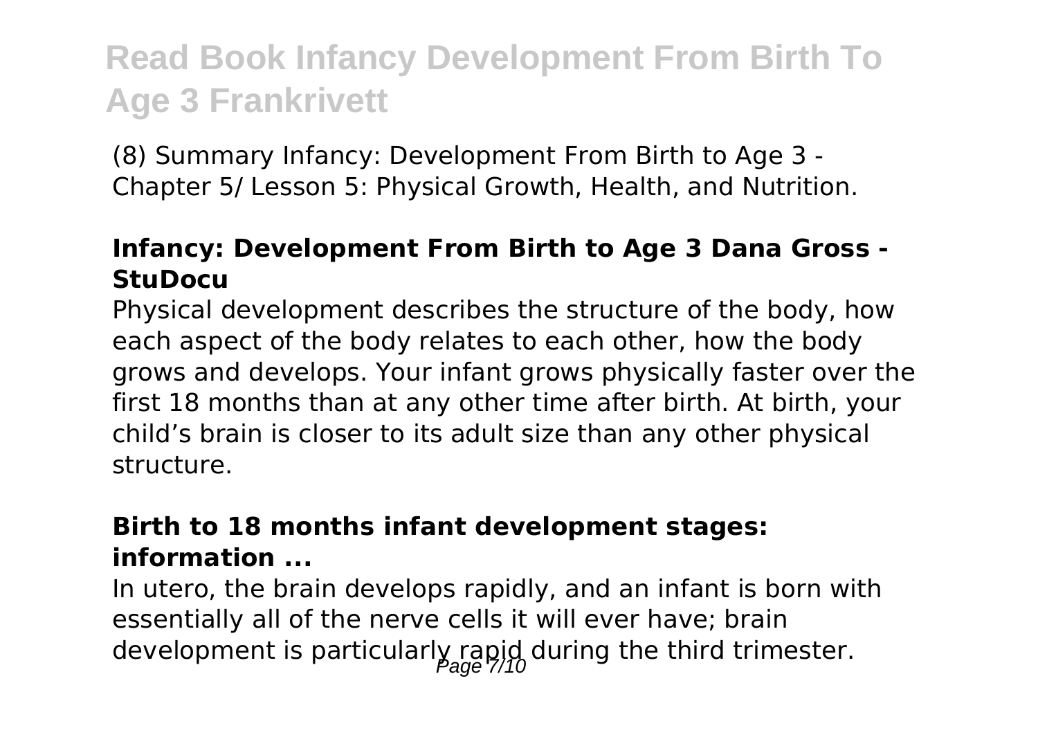(8) Summary Infancy: Development From Birth to Age 3 - Chapter 5/ Lesson 5: Physical Growth, Health, and Nutrition.

### Infancy: Development From Birth to Age 3 Dana Gross - StuDocu

Physical development describes the structure of the body, how each aspect of the body relates to each other, how the body grows and develops. Your infant grows physically faster over the first 18 months than at any other time after birth. At birth, your child's brain is closer to its adult size than any other physical structure.

### Birth to 18 months infant development stages: information ...

In utero, the brain develops rapidly, and an infant is born with essentially all of the nerve cells it will ever have; brain development is particularly rapid during the third trimester.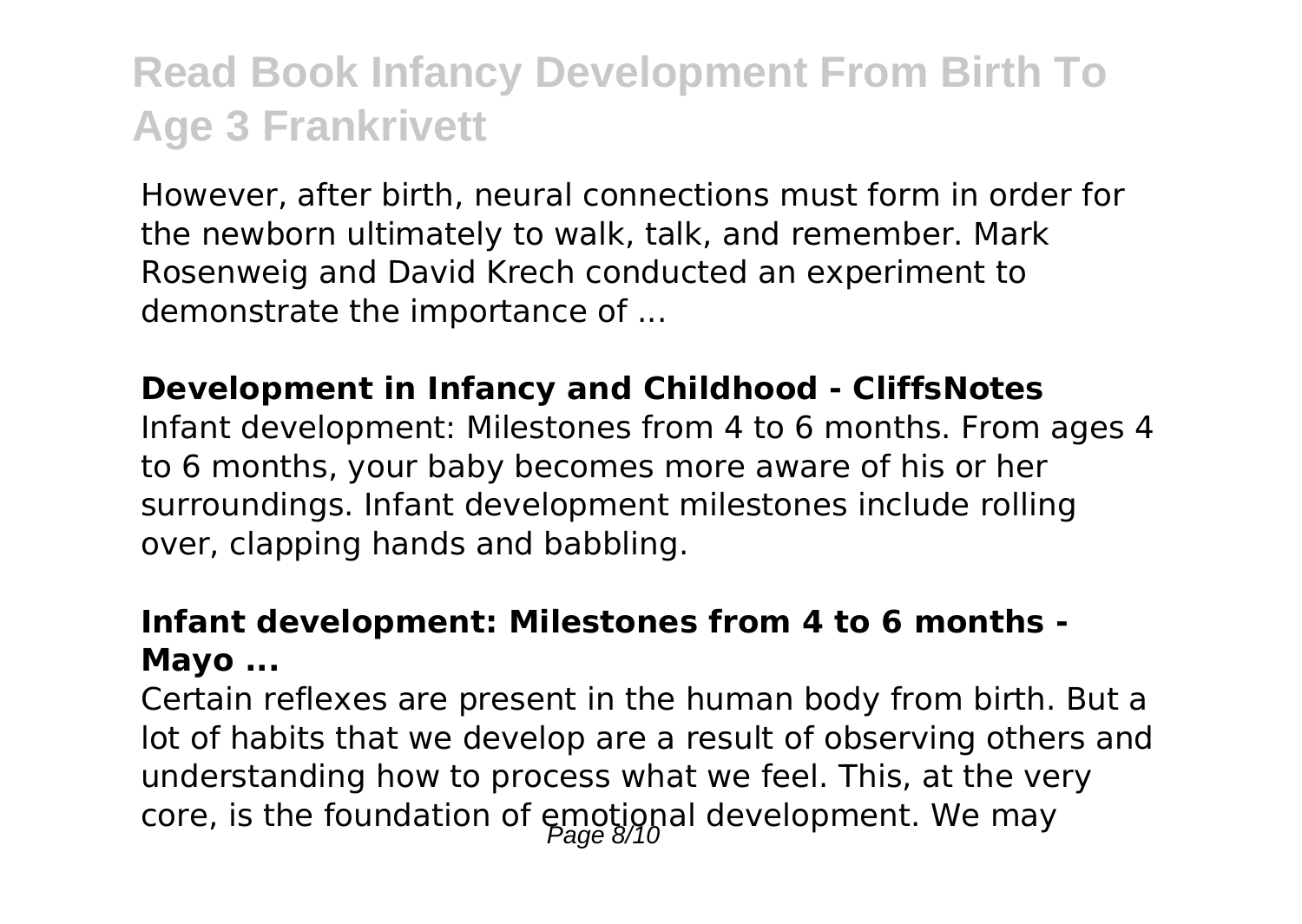However, after birth, neural connections must form in order for the newborn ultimately to walk, talk, and remember. Mark Rosenweig and David Krech conducted an experiment to demonstrate the importance of ...

### Development in Infancy and Childhood - CliffsNotes

Infant development: Milestones from 4 to 6 months. From ages 4 to 6 months, your baby becomes more aware of his or her surroundings. Infant development milestones include rolling over, clapping hands and babbling.

### Infant development: Milestones from 4 to 6 months - Mayo ...

Certain reflexes are present in the human body from birth. But a lot of habits that we develop are a result of observing others and understanding how to process what we feel. This, at the very core, is the foundation of emotional development. We may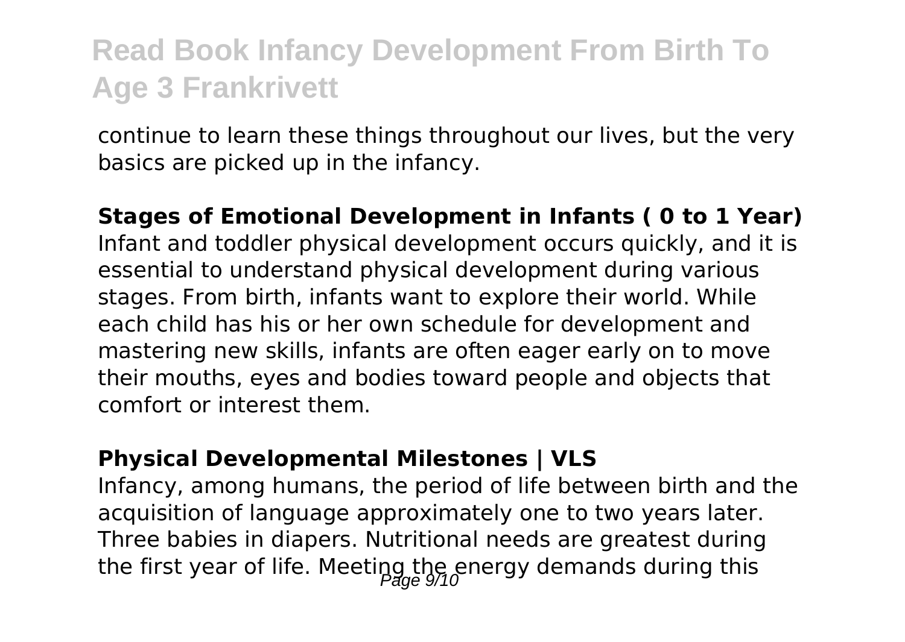continue to learn these things throughout our lives, but the very basics are picked up in the infancy.

**Stages of Emotional Development in Infants ( 0 to 1 Year)**
Infant and toddler physical development occurs quickly, and it is essential to understand physical development during various stages. From birth, infants want to explore their world. While each child has his or her own schedule for development and mastering new skills, infants are often eager early on to move their mouths, eyes and bodies toward people and objects that comfort or interest them.

**Physical Developmental Milestones | VLS**
Infancy, among humans, the period of life between birth and the acquisition of language approximately one to two years later. Three babies in diapers. Nutritional needs are greatest during the first year of life. Meeting the energy demands during this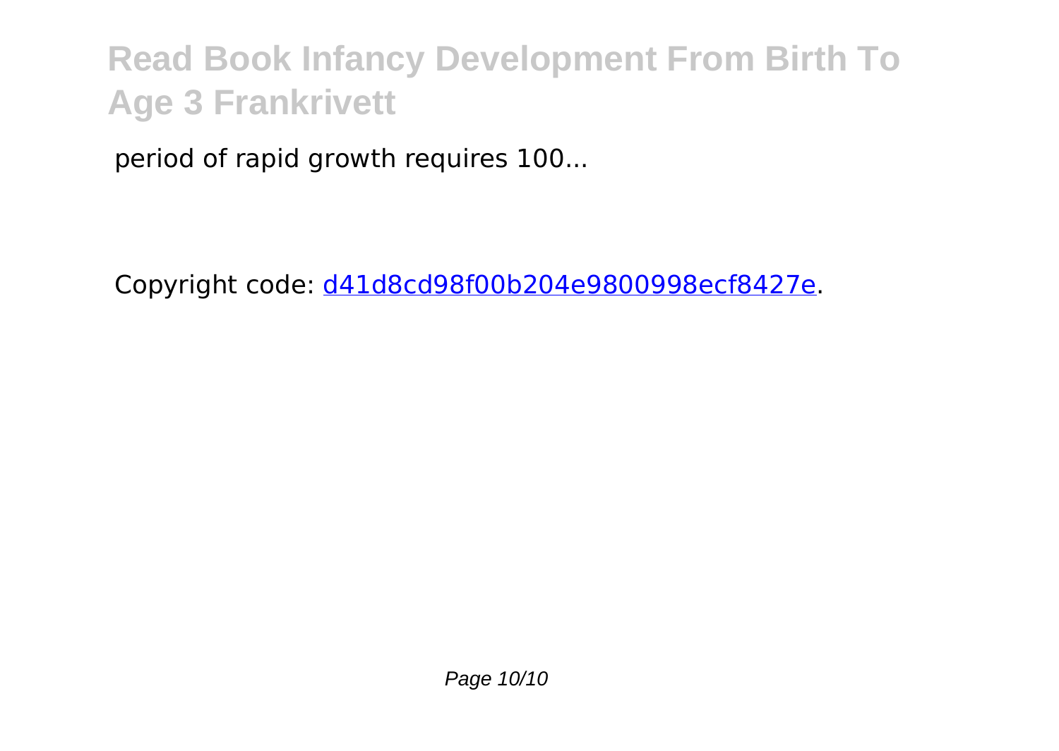period of rapid growth requires 100...

Copyright code: [d41d8cd98f00b204e9800998ecf8427e](d41d8cd98f00b204e9800998ecf8427e).